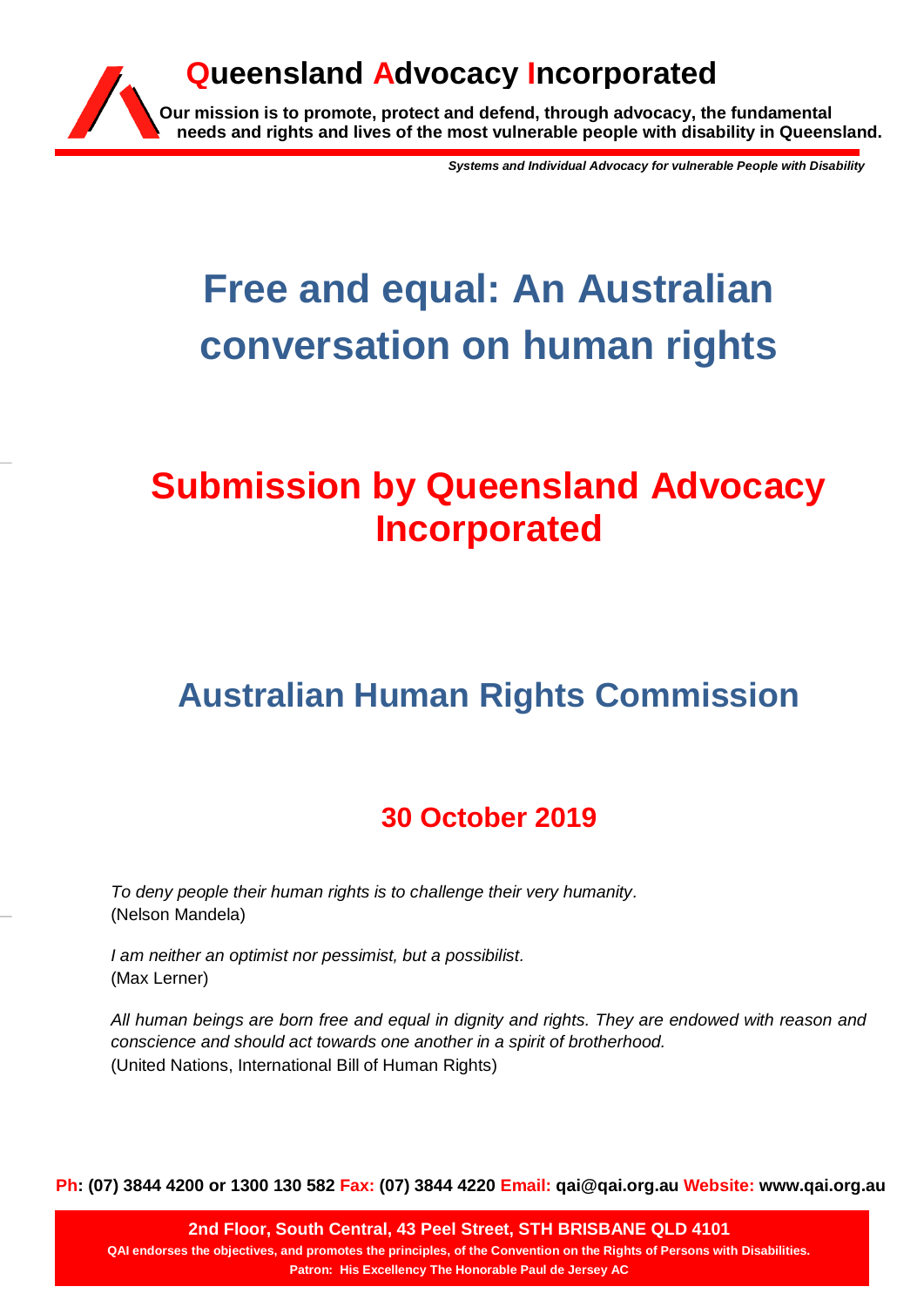# Queensland Advocacy Incorporated

**Our mission is to promote, protect and defend, through advocacy, the fundamental needs and rights and lives of the most vulnerable people with disability in Queensland.**

***Systems and Individual Advocacy for vulnerable People with Disability***

# Free and equal: An Australian conversation on human rights

# Submission by Queensland Advocacy Incorporated

## Australian Human Rights Commission

### 30 October 2019

*To deny people their human rights is to challenge their very humanity.*
(Nelson Mandela)

*I am neither an optimist nor pessimist, but a possibilist.*
(Max Lerner)

*All human beings are born free and equal in dignity and rights. They are endowed with reason and conscience and should act towards one another in a spirit of brotherhood.*
(United Nations, International Bill of Human Rights)

**Ph: (07) 3844 4200 or 1300 130 582 Fax: (07) 3844 4220 Email: qai@qai.org.au Website: www.qai.org.au**

**2nd Floor, South Central, 43 Peel Street, STH BRISBANE QLD 4101**

**QAI endorses the objectives, and promotes the principles, of the Convention on the Rights of Persons with Disabilities.**

**Patron: His Excellency The Honorable Paul de Jersey AC**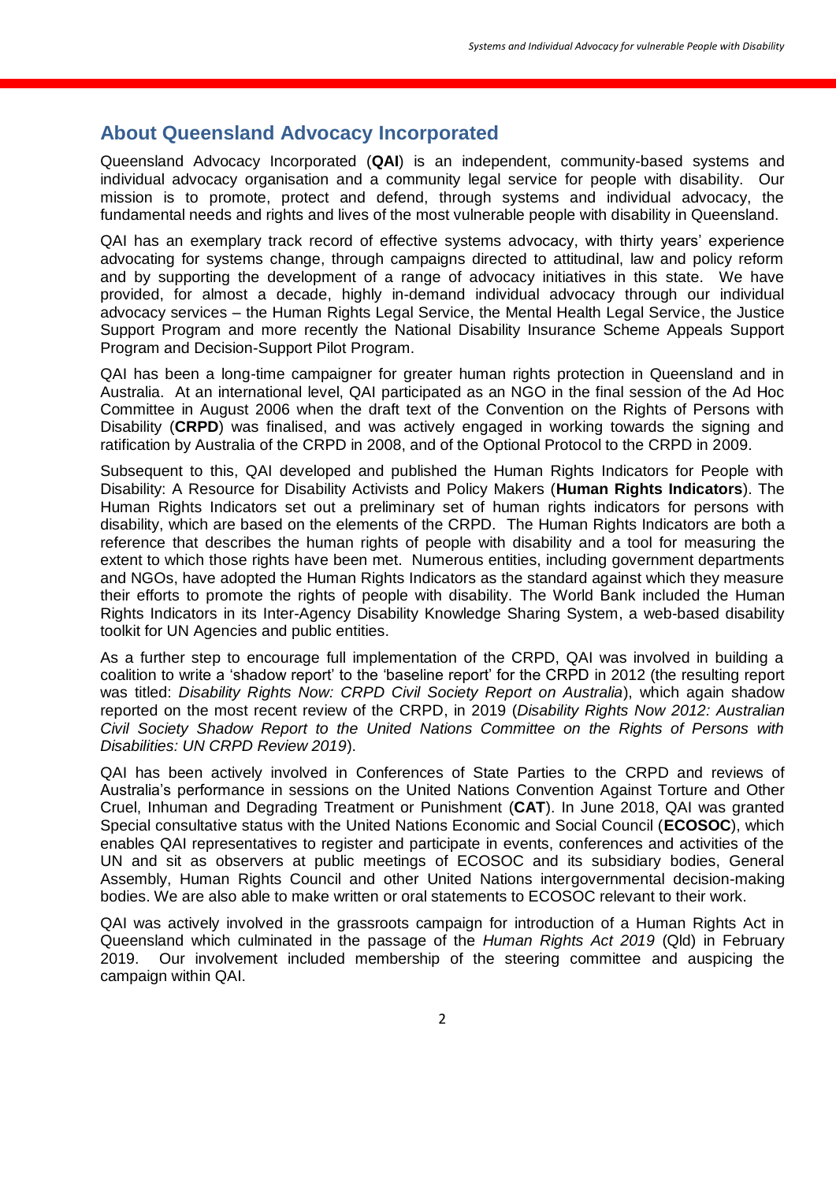## About Queensland Advocacy Incorporated

Queensland Advocacy Incorporated (**QAI**) is an independent, community-based systems and individual advocacy organisation and a community legal service for people with disability. Our mission is to promote, protect and defend, through systems and individual advocacy, the fundamental needs and rights and lives of the most vulnerable people with disability in Queensland.

QAI has an exemplary track record of effective systems advocacy, with thirty years' experience advocating for systems change, through campaigns directed to attitudinal, law and policy reform and by supporting the development of a range of advocacy initiatives in this state. We have provided, for almost a decade, highly in-demand individual advocacy through our individual advocacy services – the Human Rights Legal Service, the Mental Health Legal Service, the Justice Support Program and more recently the National Disability Insurance Scheme Appeals Support Program and Decision-Support Pilot Program.

QAI has been a long-time campaigner for greater human rights protection in Queensland and in Australia. At an international level, QAI participated as an NGO in the final session of the Ad Hoc Committee in August 2006 when the draft text of the Convention on the Rights of Persons with Disability (**CRPD**) was finalised, and was actively engaged in working towards the signing and ratification by Australia of the CRPD in 2008, and of the Optional Protocol to the CRPD in 2009.

Subsequent to this, QAI developed and published the Human Rights Indicators for People with Disability: A Resource for Disability Activists and Policy Makers (**Human Rights Indicators**). The Human Rights Indicators set out a preliminary set of human rights indicators for persons with disability, which are based on the elements of the CRPD. The Human Rights Indicators are both a reference that describes the human rights of people with disability and a tool for measuring the extent to which those rights have been met. Numerous entities, including government departments and NGOs, have adopted the Human Rights Indicators as the standard against which they measure their efforts to promote the rights of people with disability. The World Bank included the Human Rights Indicators in its Inter-Agency Disability Knowledge Sharing System, a web-based disability toolkit for UN Agencies and public entities.

As a further step to encourage full implementation of the CRPD, QAI was involved in building a coalition to write a 'shadow report' to the 'baseline report' for the CRPD in 2012 (the resulting report was titled: *Disability Rights Now: CRPD Civil Society Report on Australia*), which again shadow reported on the most recent review of the CRPD, in 2019 (*Disability Rights Now 2012: Australian Civil Society Shadow Report to the United Nations Committee on the Rights of Persons with Disabilities: UN CRPD Review 2019*).

QAI has been actively involved in Conferences of State Parties to the CRPD and reviews of Australia's performance in sessions on the United Nations Convention Against Torture and Other Cruel, Inhuman and Degrading Treatment or Punishment (**CAT**). In June 2018, QAI was granted Special consultative status with the United Nations Economic and Social Council (**ECOSOC**), which enables QAI representatives to register and participate in events, conferences and activities of the UN and sit as observers at public meetings of ECOSOC and its subsidiary bodies, General Assembly, Human Rights Council and other United Nations intergovernmental decision-making bodies. We are also able to make written or oral statements to ECOSOC relevant to their work.

QAI was actively involved in the grassroots campaign for introduction of a Human Rights Act in Queensland which culminated in the passage of the *Human Rights Act 2019* (Qld) in February 2019. Our involvement included membership of the steering committee and auspicing the campaign within QAI.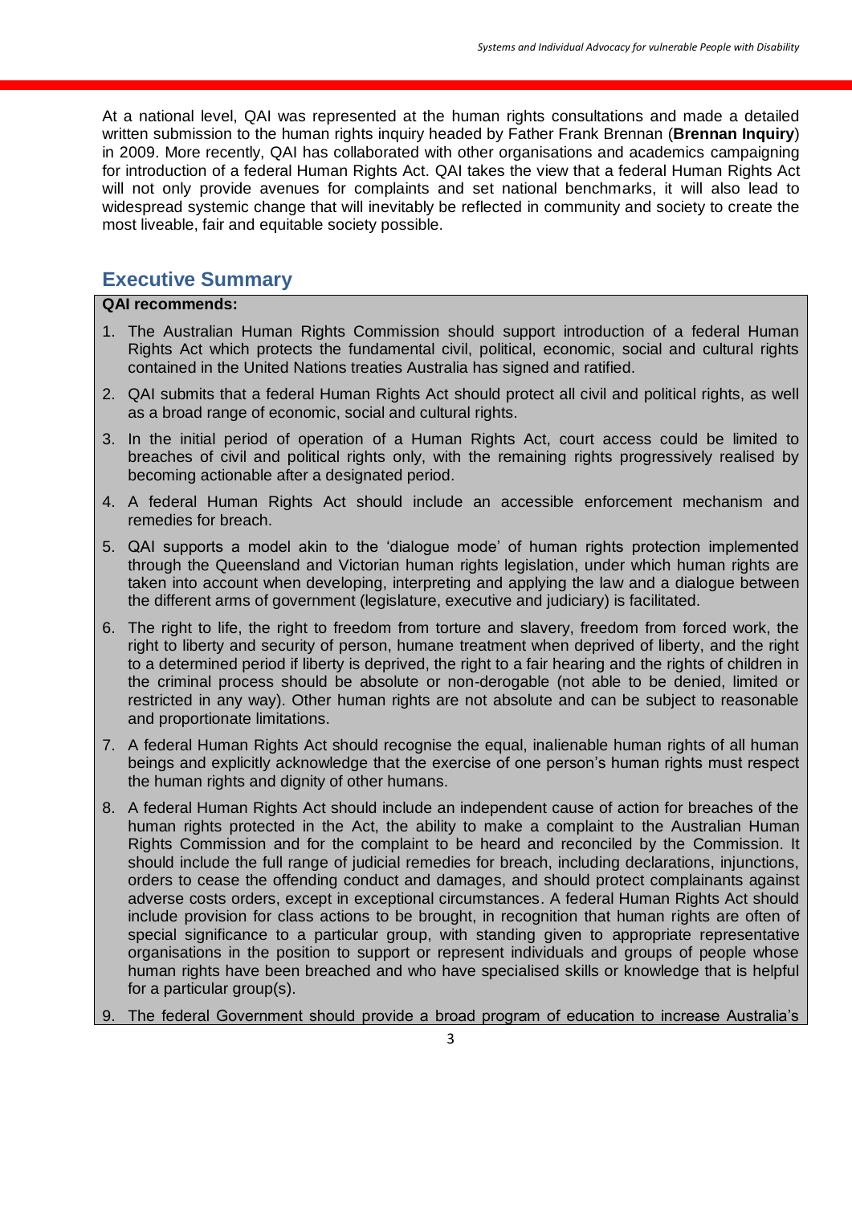At a national level, QAI was represented at the human rights consultations and made a detailed written submission to the human rights inquiry headed by Father Frank Brennan (**Brennan Inquiry**) in 2009. More recently, QAI has collaborated with other organisations and academics campaigning for introduction of a federal Human Rights Act. QAI takes the view that a federal Human Rights Act will not only provide avenues for complaints and set national benchmarks, it will also lead to widespread systemic change that will inevitably be reflected in community and society to create the most liveable, fair and equitable society possible.

## Executive Summary

**QAI recommends:**

1. The Australian Human Rights Commission should support introduction of a federal Human Rights Act which protects the fundamental civil, political, economic, social and cultural rights contained in the United Nations treaties Australia has signed and ratified.
2. QAI submits that a federal Human Rights Act should protect all civil and political rights, as well as a broad range of economic, social and cultural rights.
3. In the initial period of operation of a Human Rights Act, court access could be limited to breaches of civil and political rights only, with the remaining rights progressively realised by becoming actionable after a designated period.
4. A federal Human Rights Act should include an accessible enforcement mechanism and remedies for breach.
5. QAI supports a model akin to the 'dialogue mode' of human rights protection implemented through the Queensland and Victorian human rights legislation, under which human rights are taken into account when developing, interpreting and applying the law and a dialogue between the different arms of government (legislature, executive and judiciary) is facilitated.
6. The right to life, the right to freedom from torture and slavery, freedom from forced work, the right to liberty and security of person, humane treatment when deprived of liberty, and the right to a determined period if liberty is deprived, the right to a fair hearing and the rights of children in the criminal process should be absolute or non-derogable (not able to be denied, limited or restricted in any way). Other human rights are not absolute and can be subject to reasonable and proportionate limitations.
7. A federal Human Rights Act should recognise the equal, inalienable human rights of all human beings and explicitly acknowledge that the exercise of one person's human rights must respect the human rights and dignity of other humans.
8. A federal Human Rights Act should include an independent cause of action for breaches of the human rights protected in the Act, the ability to make a complaint to the Australian Human Rights Commission and for the complaint to be heard and reconciled by the Commission. It should include the full range of judicial remedies for breach, including declarations, injunctions, orders to cease the offending conduct and damages, and should protect complainants against adverse costs orders, except in exceptional circumstances. A federal Human Rights Act should include provision for class actions to be brought, in recognition that human rights are often of special significance to a particular group, with standing given to appropriate representative organisations in the position to support or represent individuals and groups of people whose human rights have been breached and who have specialised skills or knowledge that is helpful for a particular group(s).
9. The federal Government should provide a broad program of education to increase Australia's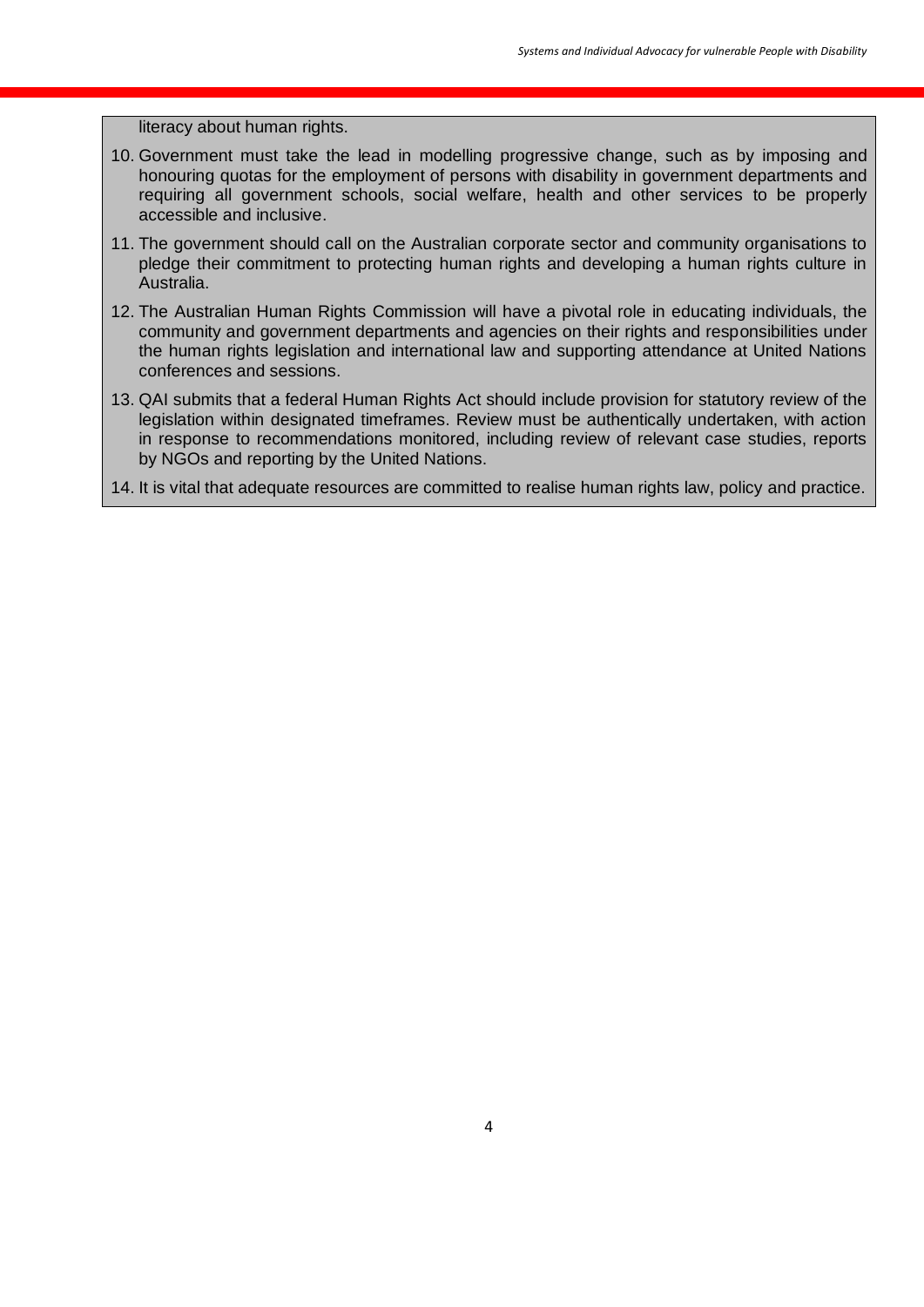literacy about human rights.

10. Government must take the lead in modelling progressive change, such as by imposing and honouring quotas for the employment of persons with disability in government departments and requiring all government schools, social welfare, health and other services to be properly accessible and inclusive.
11. The government should call on the Australian corporate sector and community organisations to pledge their commitment to protecting human rights and developing a human rights culture in Australia.
12. The Australian Human Rights Commission will have a pivotal role in educating individuals, the community and government departments and agencies on their rights and responsibilities under the human rights legislation and international law and supporting attendance at United Nations conferences and sessions.
13. QAI submits that a federal Human Rights Act should include provision for statutory review of the legislation within designated timeframes. Review must be authentically undertaken, with action in response to recommendations monitored, including review of relevant case studies, reports by NGOs and reporting by the United Nations.
14. It is vital that adequate resources are committed to realise human rights law, policy and practice.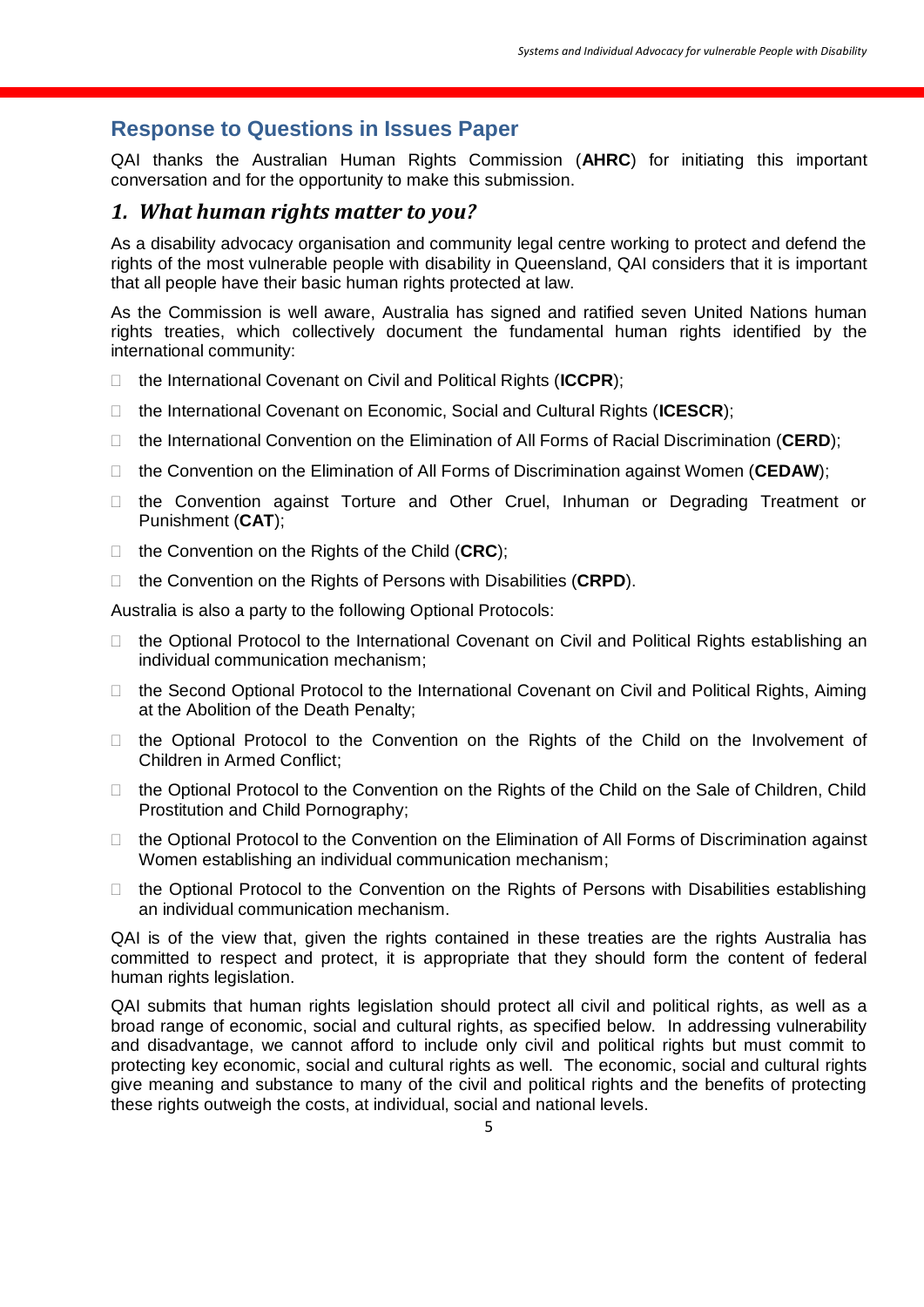## Response to Questions in Issues Paper

QAI thanks the Australian Human Rights Commission (**AHRC**) for initiating this important conversation and for the opportunity to make this submission.

### *1. What human rights matter to you?*

As a disability advocacy organisation and community legal centre working to protect and defend the rights of the most vulnerable people with disability in Queensland, QAI considers that it is important that all people have their basic human rights protected at law.

As the Commission is well aware, Australia has signed and ratified seven United Nations human rights treaties, which collectively document the fundamental human rights identified by the international community:

- the International Covenant on Civil and Political Rights (**ICCPR**);
- the International Covenant on Economic, Social and Cultural Rights (**ICESCR**);
- the International Convention on the Elimination of All Forms of Racial Discrimination (**CERD**);
- the Convention on the Elimination of All Forms of Discrimination against Women (**CEDAW**);
- the Convention against Torture and Other Cruel, Inhuman or Degrading Treatment or Punishment (**CAT**);
- the Convention on the Rights of the Child (**CRC**);
- the Convention on the Rights of Persons with Disabilities (**CRPD**).

Australia is also a party to the following Optional Protocols:

- the Optional Protocol to the International Covenant on Civil and Political Rights establishing an individual communication mechanism;
- the Second Optional Protocol to the International Covenant on Civil and Political Rights, Aiming at the Abolition of the Death Penalty;
- the Optional Protocol to the Convention on the Rights of the Child on the Involvement of Children in Armed Conflict;
- the Optional Protocol to the Convention on the Rights of the Child on the Sale of Children, Child Prostitution and Child Pornography;
- the Optional Protocol to the Convention on the Elimination of All Forms of Discrimination against Women establishing an individual communication mechanism;
- the Optional Protocol to the Convention on the Rights of Persons with Disabilities establishing an individual communication mechanism.

QAI is of the view that, given the rights contained in these treaties are the rights Australia has committed to respect and protect, it is appropriate that they should form the content of federal human rights legislation.

QAI submits that human rights legislation should protect all civil and political rights, as well as a broad range of economic, social and cultural rights, as specified below. In addressing vulnerability and disadvantage, we cannot afford to include only civil and political rights but must commit to protecting key economic, social and cultural rights as well. The economic, social and cultural rights give meaning and substance to many of the civil and political rights and the benefits of protecting these rights outweigh the costs, at individual, social and national levels.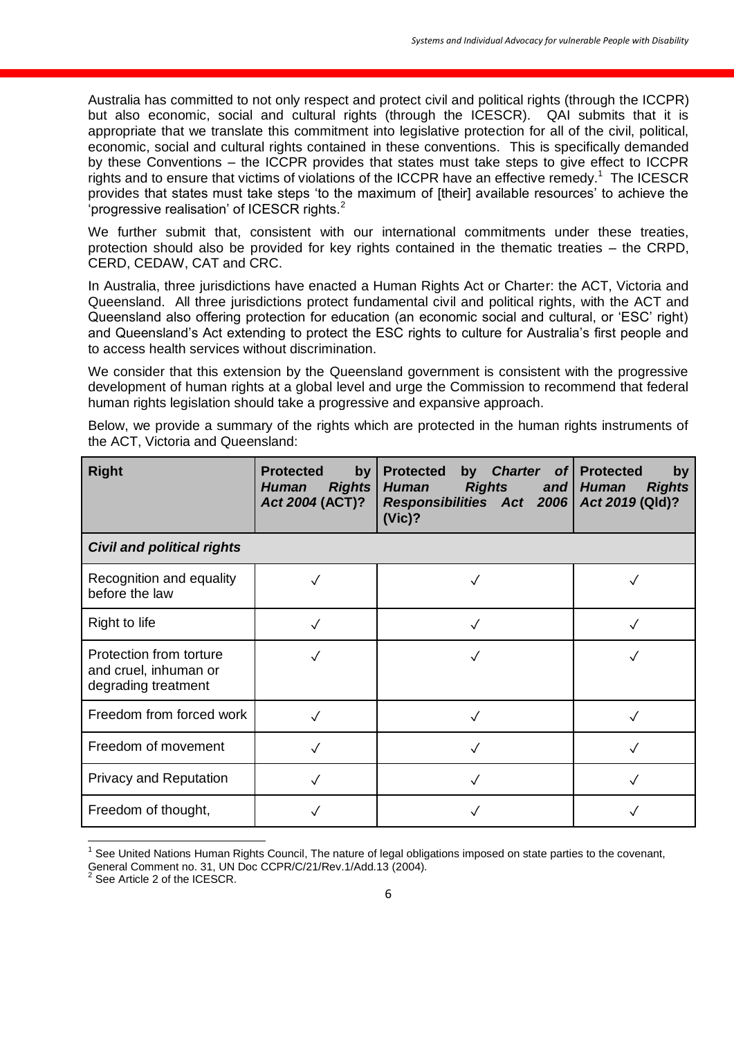Australia has committed to not only respect and protect civil and political rights (through the ICCPR) but also economic, social and cultural rights (through the ICESCR). QAI submits that it is appropriate that we translate this commitment into legislative protection for all of the civil, political, economic, social and cultural rights contained in these conventions. This is specifically demanded by these Conventions – the ICCPR provides that states must take steps to give effect to ICCPR rights and to ensure that victims of violations of the ICCPR have an effective remedy.[1] The ICESCR provides that states must take steps 'to the maximum of [their] available resources' to achieve the 'progressive realisation' of ICESCR rights.[2]

We further submit that, consistent with our international commitments under these treaties, protection should also be provided for key rights contained in the thematic treaties – the CRPD, CERD, CEDAW, CAT and CRC.

In Australia, three jurisdictions have enacted a Human Rights Act or Charter: the ACT, Victoria and Queensland. All three jurisdictions protect fundamental civil and political rights, with the ACT and Queensland also offering protection for education (an economic social and cultural, or 'ESC' right) and Queensland's Act extending to protect the ESC rights to culture for Australia's first people and to access health services without discrimination.

We consider that this extension by the Queensland government is consistent with the progressive development of human rights at a global level and urge the Commission to recommend that federal human rights legislation should take a progressive and expansive approach.

Below, we provide a summary of the rights which are protected in the human rights instruments of the ACT, Victoria and Queensland:

| **Right** | **Protected by *Human Rights Act 2004* (ACT)?** | **Protected by *Charter of Human Rights and Responsibilities Act 2006* (Vic)?** | **Protected by *Human Rights Act 2019* (Qld)?** |
|---|---|---|---|
| ***Civil and political rights*** | | | |
| Recognition and equality before the law | ✓ | ✓ | ✓ |
| Right to life | ✓ | ✓ | ✓ |
| Protection from torture and cruel, inhuman or degrading treatment | ✓ | ✓ | ✓ |
| Freedom from forced work | ✓ | ✓ | ✓ |
| Freedom of movement | ✓ | ✓ | ✓ |
| Privacy and Reputation | ✓ | ✓ | ✓ |
| Freedom of thought, | ✓ | ✓ | ✓ |

[1] See United Nations Human Rights Council, The nature of legal obligations imposed on state parties to the covenant, General Comment no. 31, UN Doc CCPR/C/21/Rev.1/Add.13 (2004).

[2] See Article 2 of the ICESCR.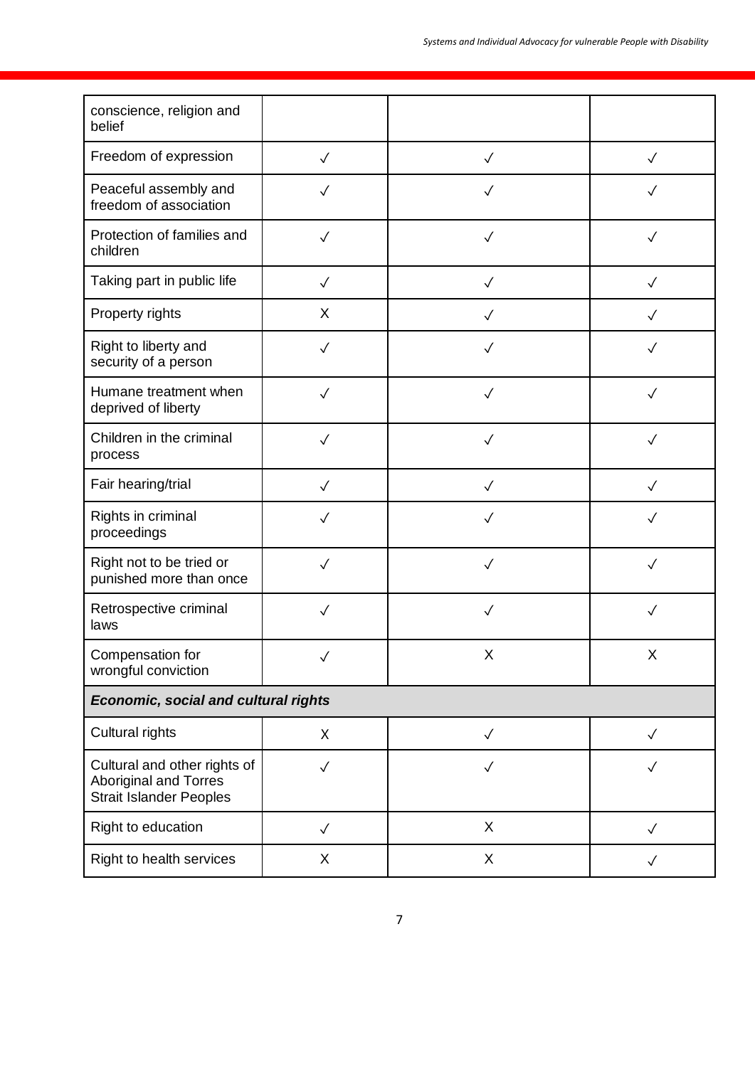| | | | |
|---|---|---|---|
| conscience, religion and belief | | | |
| Freedom of expression | ✓ | ✓ | ✓ |
| Peaceful assembly and freedom of association | ✓ | ✓ | ✓ |
| Protection of families and children | ✓ | ✓ | ✓ |
| Taking part in public life | ✓ | ✓ | ✓ |
| Property rights | X | ✓ | ✓ |
| Right to liberty and security of a person | ✓ | ✓ | ✓ |
| Humane treatment when deprived of liberty | ✓ | ✓ | ✓ |
| Children in the criminal process | ✓ | ✓ | ✓ |
| Fair hearing/trial | ✓ | ✓ | ✓ |
| Rights in criminal proceedings | ✓ | ✓ | ✓ |
| Right not to be tried or punished more than once | ✓ | ✓ | ✓ |
| Retrospective criminal laws | ✓ | ✓ | ✓ |
| Compensation for wrongful conviction | ✓ | X | X |
| ***Economic, social and cultural rights*** | | | |
| Cultural rights | X | ✓ | ✓ |
| Cultural and other rights of Aboriginal and Torres Strait Islander Peoples | ✓ | ✓ | ✓ |
| Right to education | ✓ | X | ✓ |
| Right to health services | X | X | ✓ |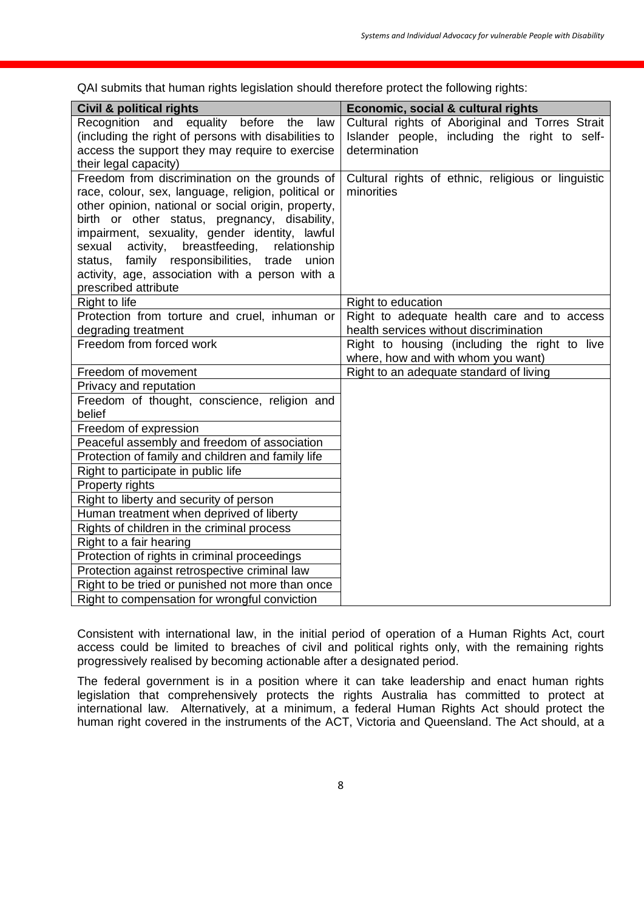QAI submits that human rights legislation should therefore protect the following rights:

| Civil & political rights | Economic, social & cultural rights |
|---|---|
| Recognition and equality before the law (including the right of persons with disabilities to access the support they may require to exercise their legal capacity) | Cultural rights of Aboriginal and Torres Strait Islander people, including the right to self-determination |
| Freedom from discrimination on the grounds of race, colour, sex, language, religion, political or other opinion, national or social origin, property, birth or other status, pregnancy, disability, impairment, sexuality, gender identity, lawful sexual activity, breastfeeding, relationship status, family responsibilities, trade union activity, age, association with a person with a prescribed attribute | Cultural rights of ethnic, religious or linguistic minorities |
| Right to life | Right to education |
| Protection from torture and cruel, inhuman or degrading treatment | Right to adequate health care and to access health services without discrimination |
| Freedom from forced work | Right to housing (including the right to live where, how and with whom you want) |
| Freedom of movement | Right to an adequate standard of living |
| Privacy and reputation | |
| Freedom of thought, conscience, religion and belief | |
| Freedom of expression | |
| Peaceful assembly and freedom of association | |
| Protection of family and children and family life | |
| Right to participate in public life | |
| Property rights | |
| Right to liberty and security of person | |
| Human treatment when deprived of liberty | |
| Rights of children in the criminal process | |
| Right to a fair hearing | |
| Protection of rights in criminal proceedings | |
| Protection against retrospective criminal law | |
| Right to be tried or punished not more than once | |
| Right to compensation for wrongful conviction | |

Consistent with international law, in the initial period of operation of a Human Rights Act, court access could be limited to breaches of civil and political rights only, with the remaining rights progressively realised by becoming actionable after a designated period.

The federal government is in a position where it can take leadership and enact human rights legislation that comprehensively protects the rights Australia has committed to protect at international law. Alternatively, at a minimum, a federal Human Rights Act should protect the human right covered in the instruments of the ACT, Victoria and Queensland. The Act should, at a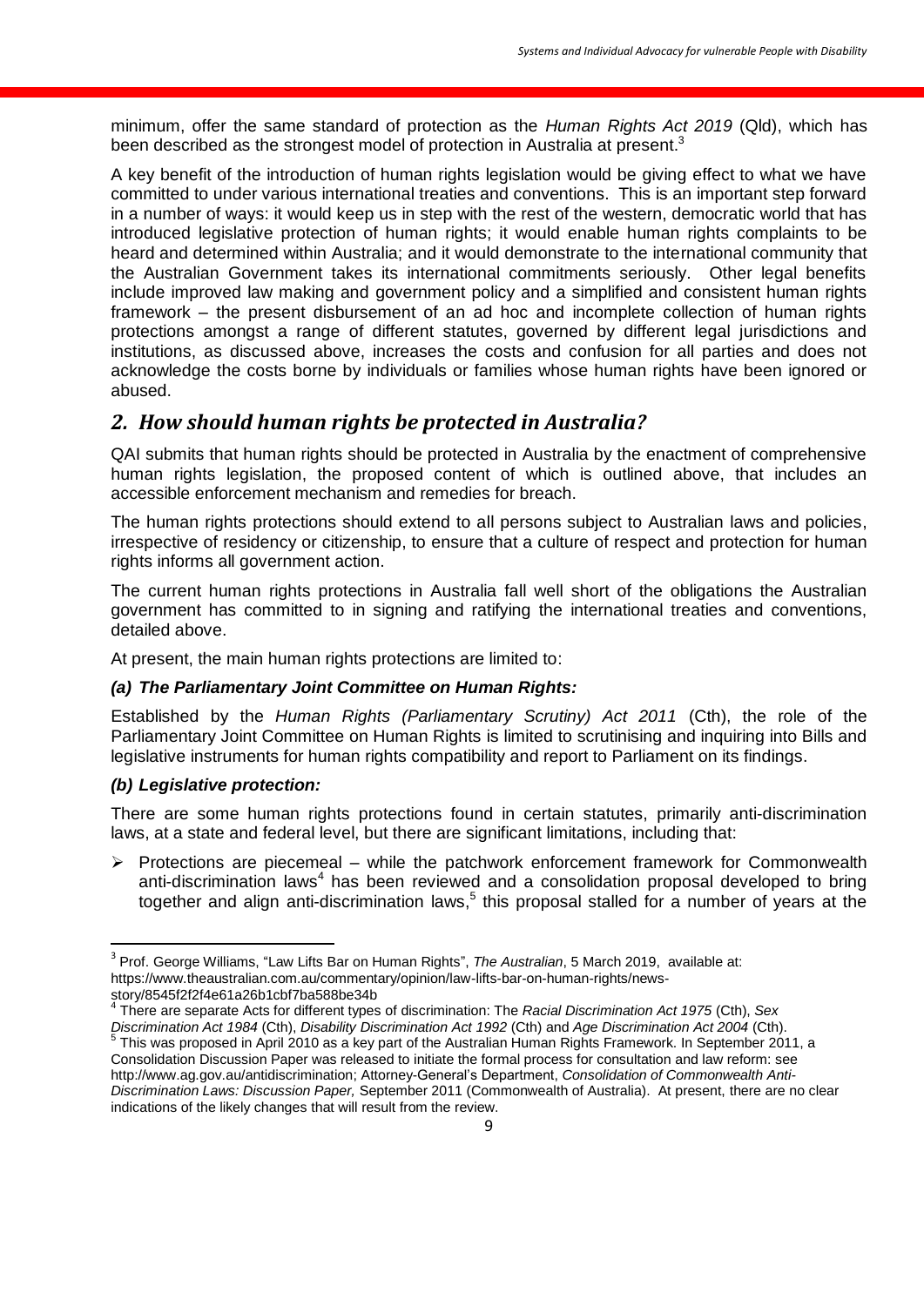minimum, offer the same standard of protection as the *Human Rights Act 2019* (Qld), which has been described as the strongest model of protection in Australia at present.[3]

A key benefit of the introduction of human rights legislation would be giving effect to what we have committed to under various international treaties and conventions. This is an important step forward in a number of ways: it would keep us in step with the rest of the western, democratic world that has introduced legislative protection of human rights; it would enable human rights complaints to be heard and determined within Australia; and it would demonstrate to the international community that the Australian Government takes its international commitments seriously. Other legal benefits include improved law making and government policy and a simplified and consistent human rights framework – the present disbursement of an ad hoc and incomplete collection of human rights protections amongst a range of different statutes, governed by different legal jurisdictions and institutions, as discussed above, increases the costs and confusion for all parties and does not acknowledge the costs borne by individuals or families whose human rights have been ignored or abused.

## *2. How should human rights be protected in Australia?*

QAI submits that human rights should be protected in Australia by the enactment of comprehensive human rights legislation, the proposed content of which is outlined above, that includes an accessible enforcement mechanism and remedies for breach.

The human rights protections should extend to all persons subject to Australian laws and policies, irrespective of residency or citizenship, to ensure that a culture of respect and protection for human rights informs all government action.

The current human rights protections in Australia fall well short of the obligations the Australian government has committed to in signing and ratifying the international treaties and conventions, detailed above.

At present, the main human rights protections are limited to:

#### *(a) The Parliamentary Joint Committee on Human Rights:*

Established by the *Human Rights (Parliamentary Scrutiny) Act 2011* (Cth), the role of the Parliamentary Joint Committee on Human Rights is limited to scrutinising and inquiring into Bills and legislative instruments for human rights compatibility and report to Parliament on its findings.

#### *(b) Legislative protection:*

There are some human rights protections found in certain statutes, primarily anti-discrimination laws, at a state and federal level, but there are significant limitations, including that:

- Protections are piecemeal – while the patchwork enforcement framework for Commonwealth anti-discrimination laws[4] has been reviewed and a consolidation proposal developed to bring together and align anti-discrimination laws,[5] this proposal stalled for a number of years at the

---

[3] Prof. George Williams, "Law Lifts Bar on Human Rights", *The Australian*, 5 March 2019, available at: https://www.theaustralian.com.au/commentary/opinion/law-lifts-bar-on-human-rights/news-story/8545f2f2f4e61a26b1cbf7ba588be34b

[4] There are separate Acts for different types of discrimination: The *Racial Discrimination Act 1975* (Cth), *Sex Discrimination Act 1984* (Cth), *Disability Discrimination Act 1992* (Cth) and *Age Discrimination Act 2004* (Cth).

[5] This was proposed in April 2010 as a key part of the Australian Human Rights Framework. In September 2011, a Consolidation Discussion Paper was released to initiate the formal process for consultation and law reform: see http://www.ag.gov.au/antidiscrimination; Attorney-General's Department, *Consolidation of Commonwealth Anti-Discrimination Laws: Discussion Paper,* September 2011 (Commonwealth of Australia). At present, there are no clear indications of the likely changes that will result from the review.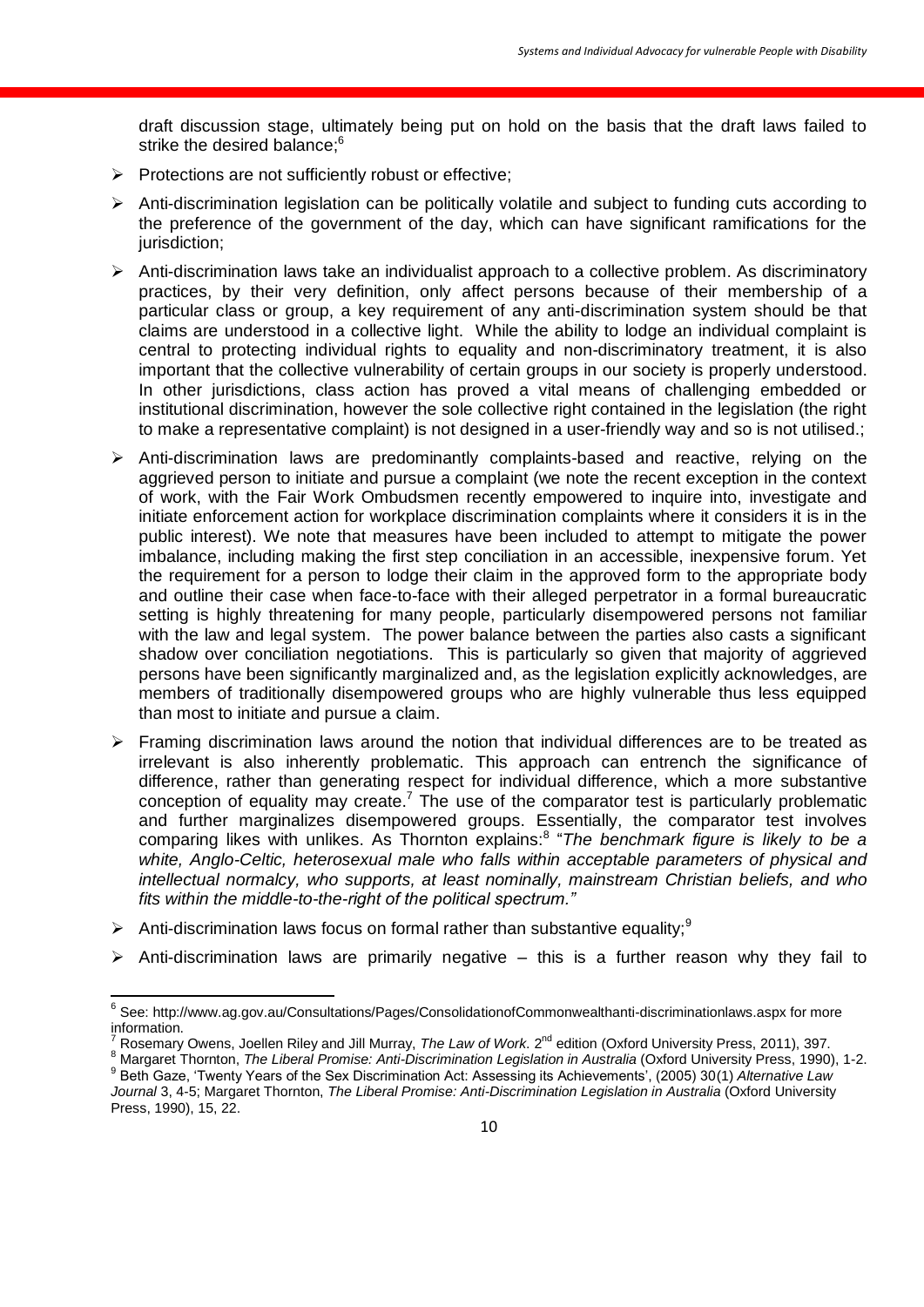draft discussion stage, ultimately being put on hold on the basis that the draft laws failed to strike the desired balance;[6]

- Protections are not sufficiently robust or effective;
- Anti-discrimination legislation can be politically volatile and subject to funding cuts according to the preference of the government of the day, which can have significant ramifications for the jurisdiction;
- Anti-discrimination laws take an individualist approach to a collective problem. As discriminatory practices, by their very definition, only affect persons because of their membership of a particular class or group, a key requirement of any anti-discrimination system should be that claims are understood in a collective light. While the ability to lodge an individual complaint is central to protecting individual rights to equality and non-discriminatory treatment, it is also important that the collective vulnerability of certain groups in our society is properly understood. In other jurisdictions, class action has proved a vital means of challenging embedded or institutional discrimination, however the sole collective right contained in the legislation (the right to make a representative complaint) is not designed in a user-friendly way and so is not utilised.;
- Anti-discrimination laws are predominantly complaints-based and reactive, relying on the aggrieved person to initiate and pursue a complaint (we note the recent exception in the context of work, with the Fair Work Ombudsmen recently empowered to inquire into, investigate and initiate enforcement action for workplace discrimination complaints where it considers it is in the public interest). We note that measures have been included to attempt to mitigate the power imbalance, including making the first step conciliation in an accessible, inexpensive forum. Yet the requirement for a person to lodge their claim in the approved form to the appropriate body and outline their case when face-to-face with their alleged perpetrator in a formal bureaucratic setting is highly threatening for many people, particularly disempowered persons not familiar with the law and legal system. The power balance between the parties also casts a significant shadow over conciliation negotiations. This is particularly so given that majority of aggrieved persons have been significantly marginalized and, as the legislation explicitly acknowledges, are members of traditionally disempowered groups who are highly vulnerable thus less equipped than most to initiate and pursue a claim.
- Framing discrimination laws around the notion that individual differences are to be treated as irrelevant is also inherently problematic. This approach can entrench the significance of difference, rather than generating respect for individual difference, which a more substantive conception of equality may create.[7] The use of the comparator test is particularly problematic and further marginalizes disempowered groups. Essentially, the comparator test involves comparing likes with unlikes. As Thornton explains:[8] "*The benchmark figure is likely to be a white, Anglo-Celtic, heterosexual male who falls within acceptable parameters of physical and intellectual normalcy, who supports, at least nominally, mainstream Christian beliefs, and who fits within the middle-to-the-right of the political spectrum.*"
- Anti-discrimination laws focus on formal rather than substantive equality;[9]
- Anti-discrimination laws are primarily negative – this is a further reason why they fail to

---

[6] See: http://www.ag.gov.au/Consultations/Pages/ConsolidationofCommonwealthanti-discriminationlaws.aspx for more information.

[7] Rosemary Owens, Joellen Riley and Jill Murray, *The Law of Work*. 2nd edition (Oxford University Press, 2011), 397.

[8] Margaret Thornton, *The Liberal Promise: Anti-Discrimination Legislation in Australia* (Oxford University Press, 1990), 1-2.

[9] Beth Gaze, 'Twenty Years of the Sex Discrimination Act: Assessing its Achievements', (2005) 30(1) *Alternative Law Journal* 3, 4-5; Margaret Thornton, *The Liberal Promise: Anti-Discrimination Legislation in Australia* (Oxford University Press, 1990), 15, 22.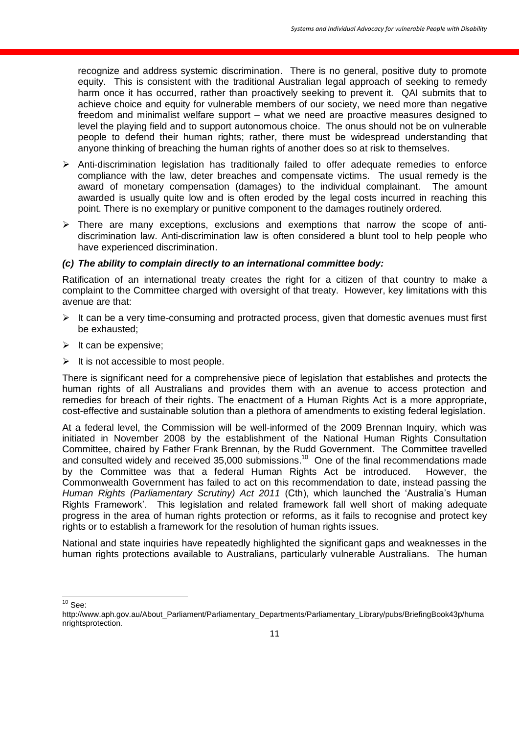recognize and address systemic discrimination. There is no general, positive duty to promote equity. This is consistent with the traditional Australian legal approach of seeking to remedy harm once it has occurred, rather than proactively seeking to prevent it. QAI submits that to achieve choice and equity for vulnerable members of our society, we need more than negative freedom and minimalist welfare support – what we need are proactive measures designed to level the playing field and to support autonomous choice. The onus should not be on vulnerable people to defend their human rights; rather, there must be widespread understanding that anyone thinking of breaching the human rights of another does so at risk to themselves.

- Anti-discrimination legislation has traditionally failed to offer adequate remedies to enforce compliance with the law, deter breaches and compensate victims. The usual remedy is the award of monetary compensation (damages) to the individual complainant. The amount awarded is usually quite low and is often eroded by the legal costs incurred in reaching this point. There is no exemplary or punitive component to the damages routinely ordered.
- There are many exceptions, exclusions and exemptions that narrow the scope of anti-discrimination law. Anti-discrimination law is often considered a blunt tool to help people who have experienced discrimination.

***(c) The ability to complain directly to an international committee body:***

Ratification of an international treaty creates the right for a citizen of that country to make a complaint to the Committee charged with oversight of that treaty. However, key limitations with this avenue are that:

- It can be a very time-consuming and protracted process, given that domestic avenues must first be exhausted;
- It can be expensive;
- It is not accessible to most people.

There is significant need for a comprehensive piece of legislation that establishes and protects the human rights of all Australians and provides them with an avenue to access protection and remedies for breach of their rights. The enactment of a Human Rights Act is a more appropriate, cost-effective and sustainable solution than a plethora of amendments to existing federal legislation.

At a federal level, the Commission will be well-informed of the 2009 Brennan Inquiry, which was initiated in November 2008 by the establishment of the National Human Rights Consultation Committee, chaired by Father Frank Brennan, by the Rudd Government. The Committee travelled and consulted widely and received 35,000 submissions.[10] One of the final recommendations made by the Committee was that a federal Human Rights Act be introduced. However, the Commonwealth Government has failed to act on this recommendation to date, instead passing the *Human Rights (Parliamentary Scrutiny) Act 2011* (Cth), which launched the 'Australia's Human Rights Framework'. This legislation and related framework fall well short of making adequate progress in the area of human rights protection or reforms, as it fails to recognise and protect key rights or to establish a framework for the resolution of human rights issues.

National and state inquiries have repeatedly highlighted the significant gaps and weaknesses in the human rights protections available to Australians, particularly vulnerable Australians. The human

---

[10] See: http://www.aph.gov.au/About_Parliament/Parliamentary_Departments/Parliamentary_Library/pubs/BriefingBook43p/humanrightsprotection.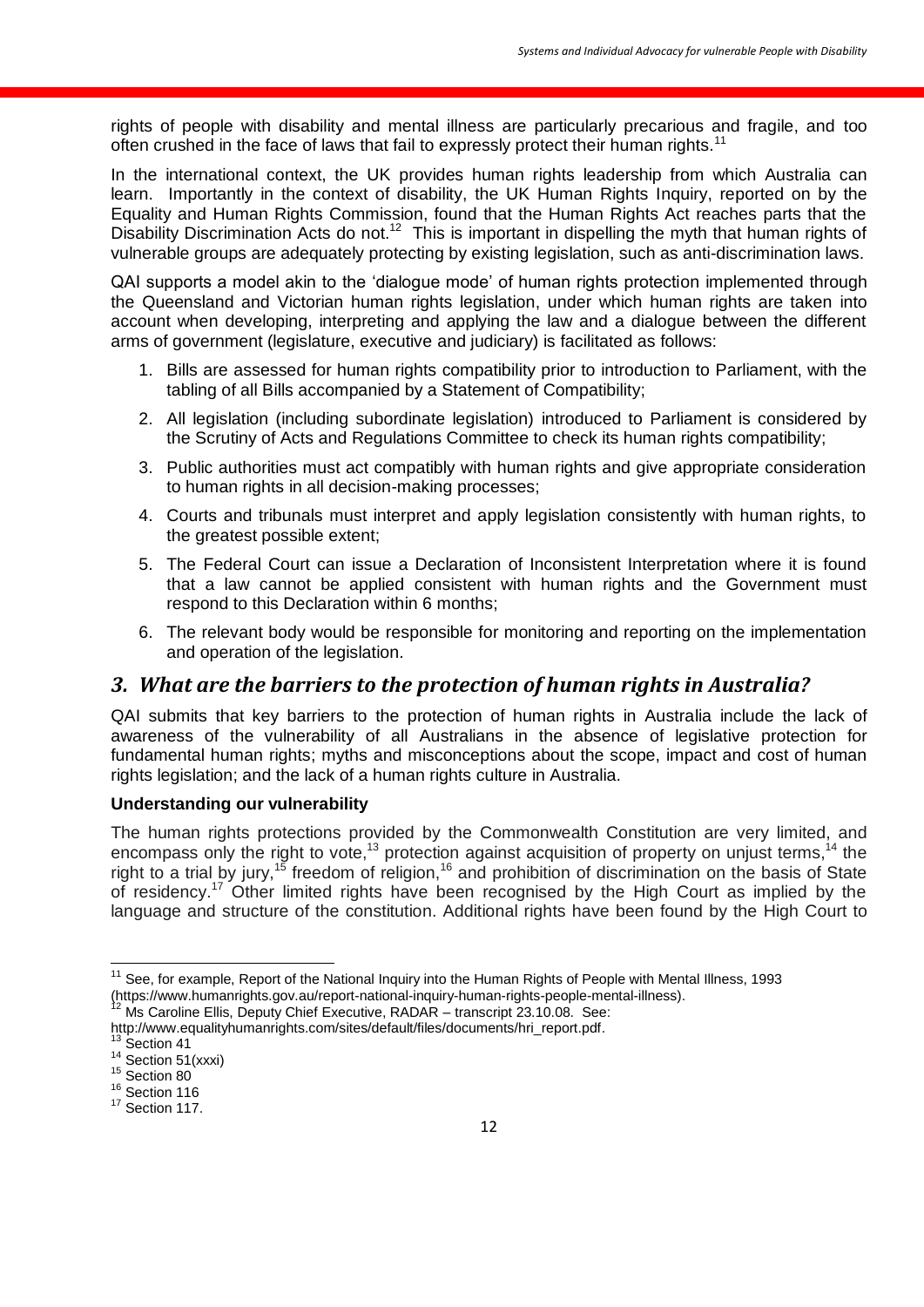rights of people with disability and mental illness are particularly precarious and fragile, and too often crushed in the face of laws that fail to expressly protect their human rights.[11]

In the international context, the UK provides human rights leadership from which Australia can learn. Importantly in the context of disability, the UK Human Rights Inquiry, reported on by the Equality and Human Rights Commission, found that the Human Rights Act reaches parts that the Disability Discrimination Acts do not.[12] This is important in dispelling the myth that human rights of vulnerable groups are adequately protecting by existing legislation, such as anti-discrimination laws.

QAI supports a model akin to the 'dialogue mode' of human rights protection implemented through the Queensland and Victorian human rights legislation, under which human rights are taken into account when developing, interpreting and applying the law and a dialogue between the different arms of government (legislature, executive and judiciary) is facilitated as follows:

1. Bills are assessed for human rights compatibility prior to introduction to Parliament, with the tabling of all Bills accompanied by a Statement of Compatibility;
2. All legislation (including subordinate legislation) introduced to Parliament is considered by the Scrutiny of Acts and Regulations Committee to check its human rights compatibility;
3. Public authorities must act compatibly with human rights and give appropriate consideration to human rights in all decision-making processes;
4. Courts and tribunals must interpret and apply legislation consistently with human rights, to the greatest possible extent;
5. The Federal Court can issue a Declaration of Inconsistent Interpretation where it is found that a law cannot be applied consistent with human rights and the Government must respond to this Declaration within 6 months;
6. The relevant body would be responsible for monitoring and reporting on the implementation and operation of the legislation.

## *3. What are the barriers to the protection of human rights in Australia?*

QAI submits that key barriers to the protection of human rights in Australia include the lack of awareness of the vulnerability of all Australians in the absence of legislative protection for fundamental human rights; myths and misconceptions about the scope, impact and cost of human rights legislation; and the lack of a human rights culture in Australia.

**Understanding our vulnerability**

The human rights protections provided by the Commonwealth Constitution are very limited, and encompass only the right to vote,[13] protection against acquisition of property on unjust terms,[14] the right to a trial by jury,[15] freedom of religion,[16] and prohibition of discrimination on the basis of State of residency.[17] Other limited rights have been recognised by the High Court as implied by the language and structure of the constitution. Additional rights have been found by the High Court to

---

[11] See, for example, Report of the National Inquiry into the Human Rights of People with Mental Illness, 1993 (https://www.humanrights.gov.au/report-national-inquiry-human-rights-people-mental-illness).

[12] Ms Caroline Ellis, Deputy Chief Executive, RADAR – transcript 23.10.08. See: http://www.equalityhumanrights.com/sites/default/files/documents/hri_report.pdf.

[13] Section 41

[14] Section 51(xxxi)

[15] Section 80

[16] Section 116

[17] Section 117.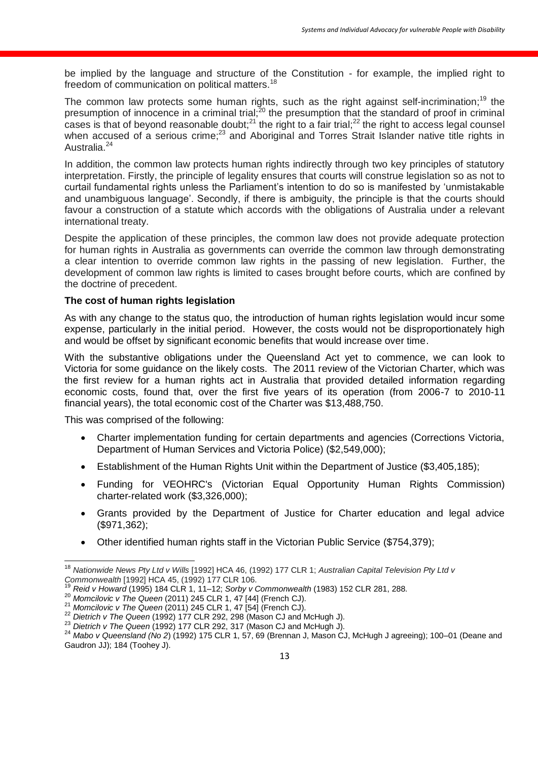be implied by the language and structure of the Constitution - for example, the implied right to freedom of communication on political matters.[18]

The common law protects some human rights, such as the right against self-incrimination;[19] the presumption of innocence in a criminal trial;[20] the presumption that the standard of proof in criminal cases is that of beyond reasonable doubt;[21] the right to a fair trial;[22] the right to access legal counsel when accused of a serious crime;[23] and Aboriginal and Torres Strait Islander native title rights in Australia.[24]

In addition, the common law protects human rights indirectly through two key principles of statutory interpretation. Firstly, the principle of legality ensures that courts will construe legislation so as not to curtail fundamental rights unless the Parliament's intention to do so is manifested by 'unmistakable and unambiguous language'. Secondly, if there is ambiguity, the principle is that the courts should favour a construction of a statute which accords with the obligations of Australia under a relevant international treaty.

Despite the application of these principles, the common law does not provide adequate protection for human rights in Australia as governments can override the common law through demonstrating a clear intention to override common law rights in the passing of new legislation. Further, the development of common law rights is limited to cases brought before courts, which are confined by the doctrine of precedent.

**The cost of human rights legislation**

As with any change to the status quo, the introduction of human rights legislation would incur some expense, particularly in the initial period. However, the costs would not be disproportionately high and would be offset by significant economic benefits that would increase over time.

With the substantive obligations under the Queensland Act yet to commence, we can look to Victoria for some guidance on the likely costs. The 2011 review of the Victorian Charter, which was the first review for a human rights act in Australia that provided detailed information regarding economic costs, found that, over the first five years of its operation (from 2006-7 to 2010-11 financial years), the total economic cost of the Charter was $13,488,750.

This was comprised of the following:

- Charter implementation funding for certain departments and agencies (Corrections Victoria, Department of Human Services and Victoria Police) ($2,549,000);
- Establishment of the Human Rights Unit within the Department of Justice ($3,405,185);
- Funding for VEOHRC's (Victorian Equal Opportunity Human Rights Commission) charter-related work ($3,326,000);
- Grants provided by the Department of Justice for Charter education and legal advice ($971,362);
- Other identified human rights staff in the Victorian Public Service ($754,379);

---

[18] *Nationwide News Pty Ltd v Wills* [1992] HCA 46, (1992) 177 CLR 1; *Australian Capital Television Pty Ltd v Commonwealth* [1992] HCA 45, (1992) 177 CLR 106.

[19] *Reid v Howard* (1995) 184 CLR 1, 11–12; *Sorby v Commonwealth* (1983) 152 CLR 281, 288.

[20] *Momcilovic v The Queen* (2011) 245 CLR 1, 47 [44] (French CJ).

[21] *Momcilovic v The Queen* (2011) 245 CLR 1, 47 [54] (French CJ).

[22] *Dietrich v The Queen* (1992) 177 CLR 292, 298 (Mason CJ and McHugh J).

[23] *Dietrich v The Queen* (1992) 177 CLR 292, 317 (Mason CJ and McHugh J).

[24] *Mabo v Queensland (No 2)* (1992) 175 CLR 1, 57, 69 (Brennan J, Mason CJ, McHugh J agreeing); 100–01 (Deane and Gaudron JJ); 184 (Toohey J).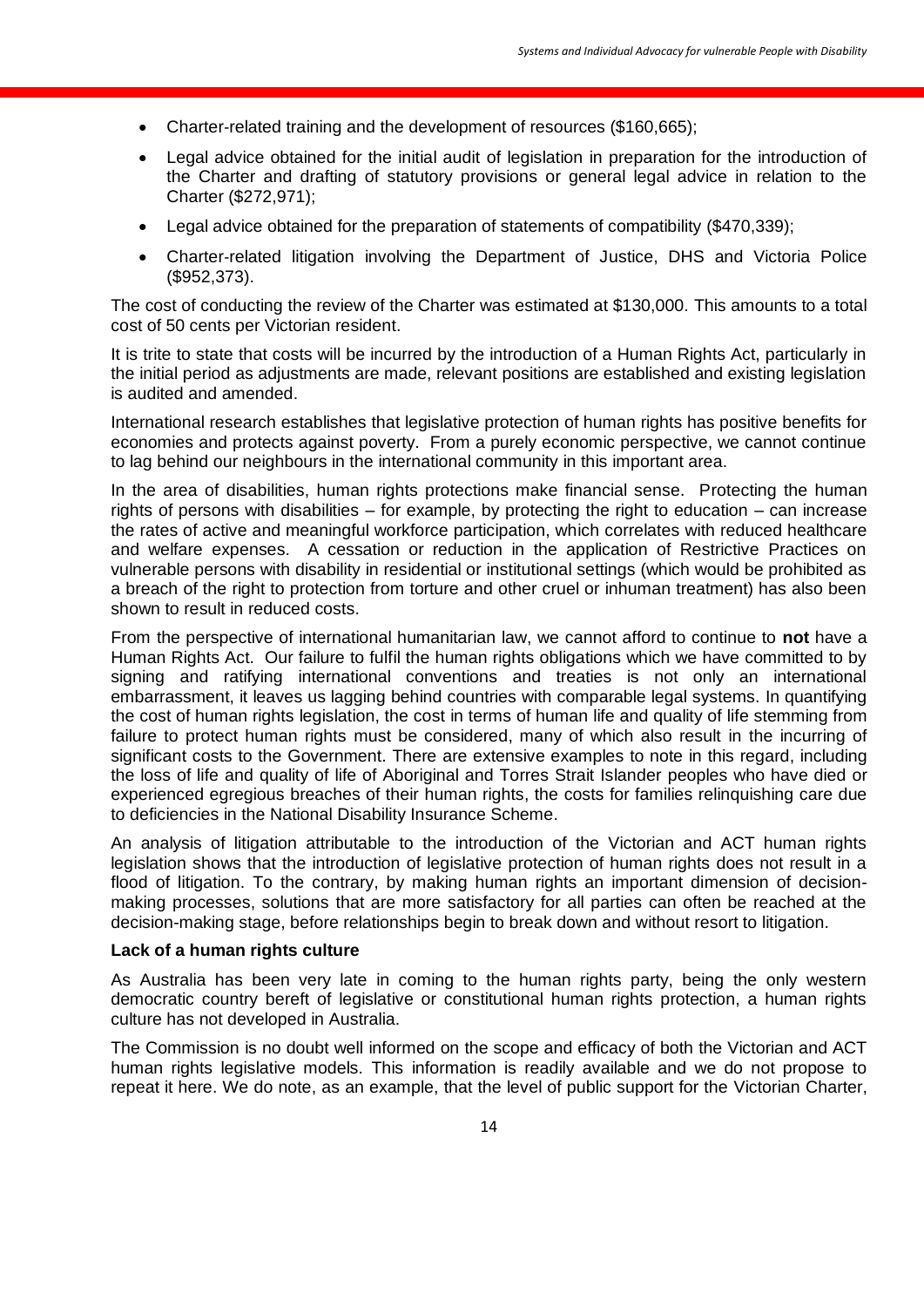- Charter-related training and the development of resources ($160,665);
- Legal advice obtained for the initial audit of legislation in preparation for the introduction of the Charter and drafting of statutory provisions or general legal advice in relation to the Charter ($272,971);
- Legal advice obtained for the preparation of statements of compatibility ($470,339);
- Charter-related litigation involving the Department of Justice, DHS and Victoria Police ($952,373).

The cost of conducting the review of the Charter was estimated at $130,000. This amounts to a total cost of 50 cents per Victorian resident.

It is trite to state that costs will be incurred by the introduction of a Human Rights Act, particularly in the initial period as adjustments are made, relevant positions are established and existing legislation is audited and amended.

International research establishes that legislative protection of human rights has positive benefits for economies and protects against poverty. From a purely economic perspective, we cannot continue to lag behind our neighbours in the international community in this important area.

In the area of disabilities, human rights protections make financial sense. Protecting the human rights of persons with disabilities – for example, by protecting the right to education – can increase the rates of active and meaningful workforce participation, which correlates with reduced healthcare and welfare expenses. A cessation or reduction in the application of Restrictive Practices on vulnerable persons with disability in residential or institutional settings (which would be prohibited as a breach of the right to protection from torture and other cruel or inhuman treatment) has also been shown to result in reduced costs.

From the perspective of international humanitarian law, we cannot afford to continue to **not** have a Human Rights Act. Our failure to fulfil the human rights obligations which we have committed to by signing and ratifying international conventions and treaties is not only an international embarrassment, it leaves us lagging behind countries with comparable legal systems. In quantifying the cost of human rights legislation, the cost in terms of human life and quality of life stemming from failure to protect human rights must be considered, many of which also result in the incurring of significant costs to the Government. There are extensive examples to note in this regard, including the loss of life and quality of life of Aboriginal and Torres Strait Islander peoples who have died or experienced egregious breaches of their human rights, the costs for families relinquishing care due to deficiencies in the National Disability Insurance Scheme.

An analysis of litigation attributable to the introduction of the Victorian and ACT human rights legislation shows that the introduction of legislative protection of human rights does not result in a flood of litigation. To the contrary, by making human rights an important dimension of decision-making processes, solutions that are more satisfactory for all parties can often be reached at the decision-making stage, before relationships begin to break down and without resort to litigation.

**Lack of a human rights culture**

As Australia has been very late in coming to the human rights party, being the only western democratic country bereft of legislative or constitutional human rights protection, a human rights culture has not developed in Australia.

The Commission is no doubt well informed on the scope and efficacy of both the Victorian and ACT human rights legislative models. This information is readily available and we do not propose to repeat it here. We do note, as an example, that the level of public support for the Victorian Charter,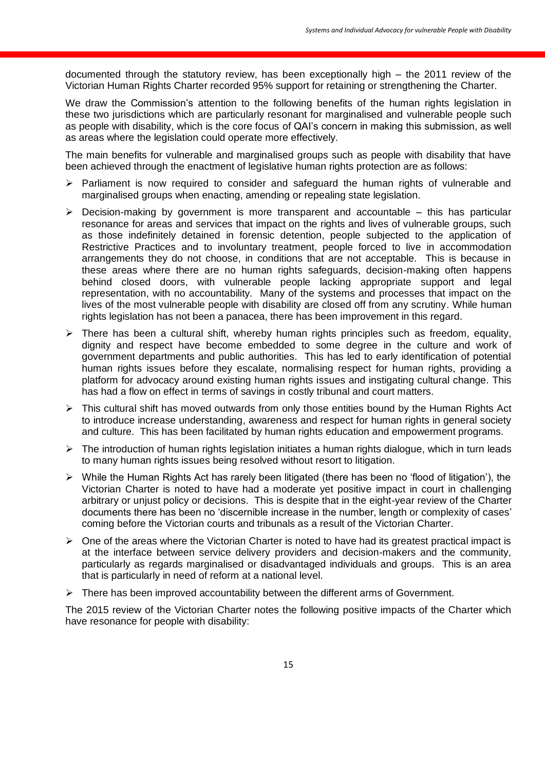documented through the statutory review, has been exceptionally high – the 2011 review of the Victorian Human Rights Charter recorded 95% support for retaining or strengthening the Charter.

We draw the Commission's attention to the following benefits of the human rights legislation in these two jurisdictions which are particularly resonant for marginalised and vulnerable people such as people with disability, which is the core focus of QAI's concern in making this submission, as well as areas where the legislation could operate more effectively.

The main benefits for vulnerable and marginalised groups such as people with disability that have been achieved through the enactment of legislative human rights protection are as follows:

- Parliament is now required to consider and safeguard the human rights of vulnerable and marginalised groups when enacting, amending or repealing state legislation.
- Decision-making by government is more transparent and accountable – this has particular resonance for areas and services that impact on the rights and lives of vulnerable groups, such as those indefinitely detained in forensic detention, people subjected to the application of Restrictive Practices and to involuntary treatment, people forced to live in accommodation arrangements they do not choose, in conditions that are not acceptable. This is because in these areas where there are no human rights safeguards, decision-making often happens behind closed doors, with vulnerable people lacking appropriate support and legal representation, with no accountability. Many of the systems and processes that impact on the lives of the most vulnerable people with disability are closed off from any scrutiny. While human rights legislation has not been a panacea, there has been improvement in this regard.
- There has been a cultural shift, whereby human rights principles such as freedom, equality, dignity and respect have become embedded to some degree in the culture and work of government departments and public authorities. This has led to early identification of potential human rights issues before they escalate, normalising respect for human rights, providing a platform for advocacy around existing human rights issues and instigating cultural change. This has had a flow on effect in terms of savings in costly tribunal and court matters.
- This cultural shift has moved outwards from only those entities bound by the Human Rights Act to introduce increase understanding, awareness and respect for human rights in general society and culture. This has been facilitated by human rights education and empowerment programs.
- The introduction of human rights legislation initiates a human rights dialogue, which in turn leads to many human rights issues being resolved without resort to litigation.
- While the Human Rights Act has rarely been litigated (there has been no 'flood of litigation'), the Victorian Charter is noted to have had a moderate yet positive impact in court in challenging arbitrary or unjust policy or decisions. This is despite that in the eight-year review of the Charter documents there has been no 'discernible increase in the number, length or complexity of cases' coming before the Victorian courts and tribunals as a result of the Victorian Charter.
- One of the areas where the Victorian Charter is noted to have had its greatest practical impact is at the interface between service delivery providers and decision-makers and the community, particularly as regards marginalised or disadvantaged individuals and groups. This is an area that is particularly in need of reform at a national level.
- There has been improved accountability between the different arms of Government.

The 2015 review of the Victorian Charter notes the following positive impacts of the Charter which have resonance for people with disability: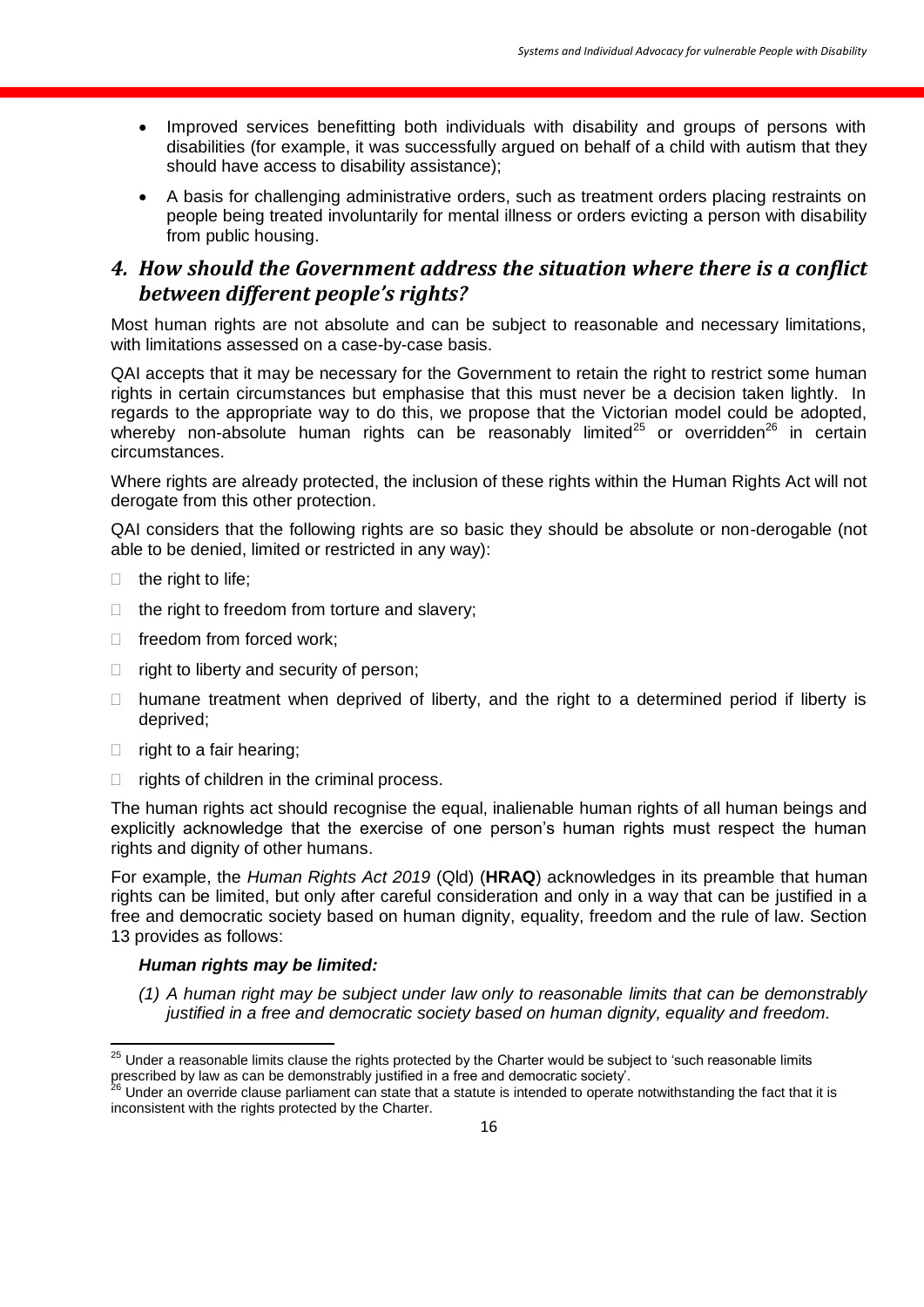- Improved services benefitting both individuals with disability and groups of persons with disabilities (for example, it was successfully argued on behalf of a child with autism that they should have access to disability assistance);
- A basis for challenging administrative orders, such as treatment orders placing restraints on people being treated involuntarily for mental illness or orders evicting a person with disability from public housing.

## *4. How should the Government address the situation where there is a conflict between different people's rights?*

Most human rights are not absolute and can be subject to reasonable and necessary limitations, with limitations assessed on a case-by-case basis.

QAI accepts that it may be necessary for the Government to retain the right to restrict some human rights in certain circumstances but emphasise that this must never be a decision taken lightly. In regards to the appropriate way to do this, we propose that the Victorian model could be adopted, whereby non-absolute human rights can be reasonably limited[25] or overridden[26] in certain circumstances.

Where rights are already protected, the inclusion of these rights within the Human Rights Act will not derogate from this other protection.

QAI considers that the following rights are so basic they should be absolute or non-derogable (not able to be denied, limited or restricted in any way):

- the right to life;
- the right to freedom from torture and slavery;
- freedom from forced work;
- right to liberty and security of person;
- humane treatment when deprived of liberty, and the right to a determined period if liberty is deprived;
- right to a fair hearing;
- rights of children in the criminal process.

The human rights act should recognise the equal, inalienable human rights of all human beings and explicitly acknowledge that the exercise of one person's human rights must respect the human rights and dignity of other humans.

For example, the *Human Rights Act 2019* (Qld) (**HRAQ**) acknowledges in its preamble that human rights can be limited, but only after careful consideration and only in a way that can be justified in a free and democratic society based on human dignity, equality, freedom and the rule of law. Section 13 provides as follows:

***Human rights may be limited:***

*(1) A human right may be subject under law only to reasonable limits that can be demonstrably justified in a free and democratic society based on human dignity, equality and freedom.*

---

[25] Under a reasonable limits clause the rights protected by the Charter would be subject to 'such reasonable limits prescribed by law as can be demonstrably justified in a free and democratic society'.

[26] Under an override clause parliament can state that a statute is intended to operate notwithstanding the fact that it is inconsistent with the rights protected by the Charter.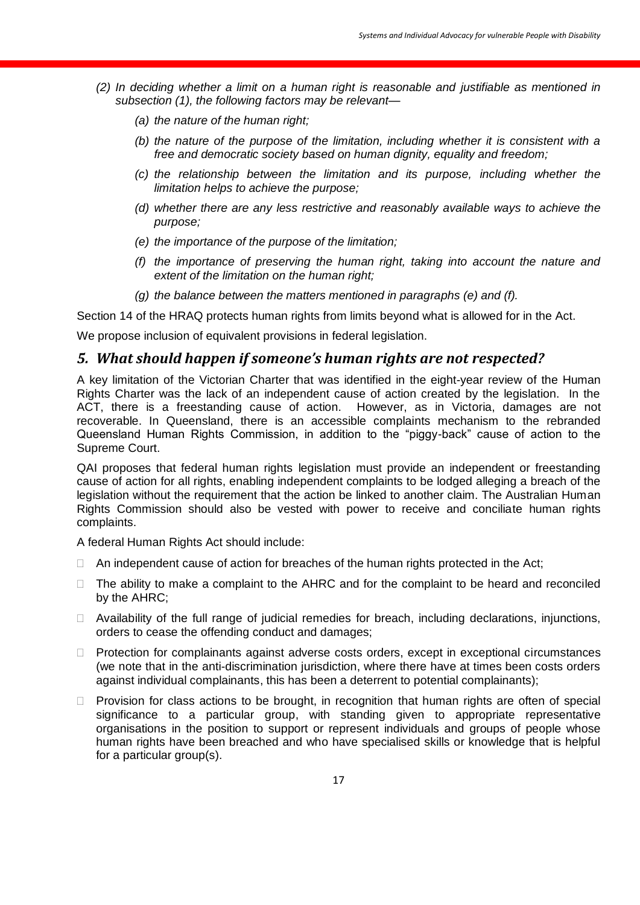(2) *In deciding whether a limit on a human right is reasonable and justifiable as mentioned in subsection (1), the following factors may be relevant—*

   *(a) the nature of the human right;*

   *(b) the nature of the purpose of the limitation, including whether it is consistent with a free and democratic society based on human dignity, equality and freedom;*

   *(c) the relationship between the limitation and its purpose, including whether the limitation helps to achieve the purpose;*

   *(d) whether there are any less restrictive and reasonably available ways to achieve the purpose;*

   *(e) the importance of the purpose of the limitation;*

   *(f) the importance of preserving the human right, taking into account the nature and extent of the limitation on the human right;*

   *(g) the balance between the matters mentioned in paragraphs (e) and (f).*

Section 14 of the HRAQ protects human rights from limits beyond what is allowed for in the Act.

We propose inclusion of equivalent provisions in federal legislation.

## *5. What should happen if someone's human rights are not respected?*

A key limitation of the Victorian Charter that was identified in the eight-year review of the Human Rights Charter was the lack of an independent cause of action created by the legislation. In the ACT, there is a freestanding cause of action. However, as in Victoria, damages are not recoverable. In Queensland, there is an accessible complaints mechanism to the rebranded Queensland Human Rights Commission, in addition to the "piggy-back" cause of action to the Supreme Court.

QAI proposes that federal human rights legislation must provide an independent or freestanding cause of action for all rights, enabling independent complaints to be lodged alleging a breach of the legislation without the requirement that the action be linked to another claim. The Australian Human Rights Commission should also be vested with power to receive and conciliate human rights complaints.

A federal Human Rights Act should include:

- An independent cause of action for breaches of the human rights protected in the Act;
- The ability to make a complaint to the AHRC and for the complaint to be heard and reconciled by the AHRC;
- Availability of the full range of judicial remedies for breach, including declarations, injunctions, orders to cease the offending conduct and damages;
- Protection for complainants against adverse costs orders, except in exceptional circumstances (we note that in the anti-discrimination jurisdiction, where there have at times been costs orders against individual complainants, this has been a deterrent to potential complainants);
- Provision for class actions to be brought, in recognition that human rights are often of special significance to a particular group, with standing given to appropriate representative organisations in the position to support or represent individuals and groups of people whose human rights have been breached and who have specialised skills or knowledge that is helpful for a particular group(s).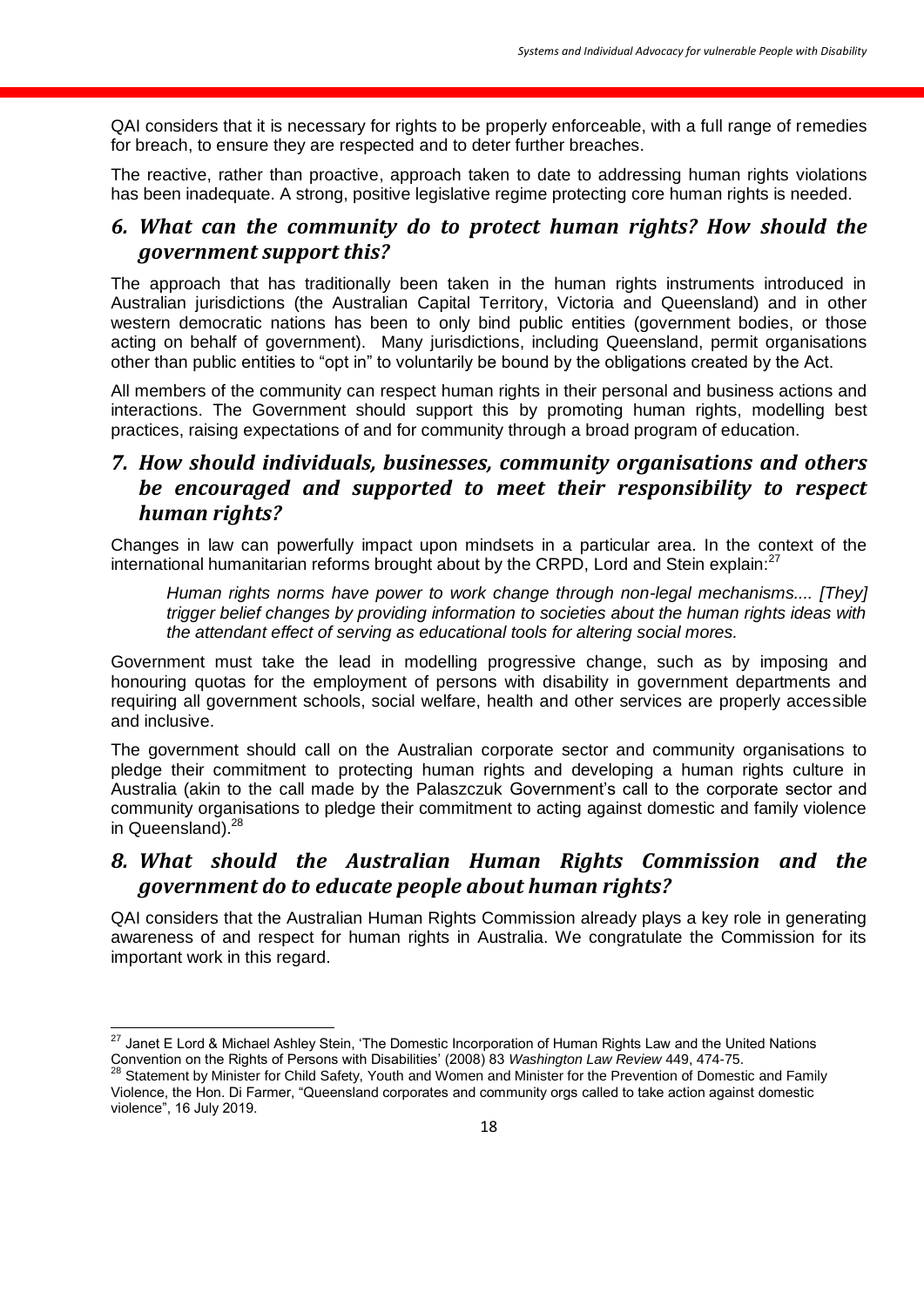QAI considers that it is necessary for rights to be properly enforceable, with a full range of remedies for breach, to ensure they are respected and to deter further breaches.

The reactive, rather than proactive, approach taken to date to addressing human rights violations has been inadequate. A strong, positive legislative regime protecting core human rights is needed.

## 6. What can the community do to protect human rights? How should the government support this?

The approach that has traditionally been taken in the human rights instruments introduced in Australian jurisdictions (the Australian Capital Territory, Victoria and Queensland) and in other western democratic nations has been to only bind public entities (government bodies, or those acting on behalf of government). Many jurisdictions, including Queensland, permit organisations other than public entities to "opt in" to voluntarily be bound by the obligations created by the Act.

All members of the community can respect human rights in their personal and business actions and interactions. The Government should support this by promoting human rights, modelling best practices, raising expectations of and for community through a broad program of education.

## 7. How should individuals, businesses, community organisations and others be encouraged and supported to meet their responsibility to respect human rights?

Changes in law can powerfully impact upon mindsets in a particular area. In the context of the international humanitarian reforms brought about by the CRPD, Lord and Stein explain:[27]

> *Human rights norms have power to work change through non-legal mechanisms.... [They] trigger belief changes by providing information to societies about the human rights ideas with the attendant effect of serving as educational tools for altering social mores.*

Government must take the lead in modelling progressive change, such as by imposing and honouring quotas for the employment of persons with disability in government departments and requiring all government schools, social welfare, health and other services are properly accessible and inclusive.

The government should call on the Australian corporate sector and community organisations to pledge their commitment to protecting human rights and developing a human rights culture in Australia (akin to the call made by the Palaszczuk Government's call to the corporate sector and community organisations to pledge their commitment to acting against domestic and family violence in Queensland).[28]

## 8. What should the Australian Human Rights Commission and the government do to educate people about human rights?

QAI considers that the Australian Human Rights Commission already plays a key role in generating awareness of and respect for human rights in Australia. We congratulate the Commission for its important work in this regard.

---

[27] Janet E Lord & Michael Ashley Stein, 'The Domestic Incorporation of Human Rights Law and the United Nations Convention on the Rights of Persons with Disabilities' (2008) 83 *Washington Law Review* 449, 474-75.

[28] Statement by Minister for Child Safety, Youth and Women and Minister for the Prevention of Domestic and Family Violence, the Hon. Di Farmer, "Queensland corporates and community orgs called to take action against domestic violence", 16 July 2019.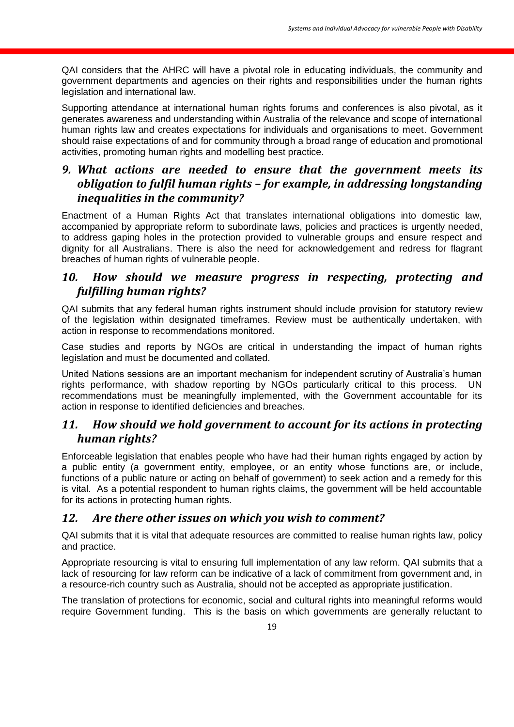QAI considers that the AHRC will have a pivotal role in educating individuals, the community and government departments and agencies on their rights and responsibilities under the human rights legislation and international law.

Supporting attendance at international human rights forums and conferences is also pivotal, as it generates awareness and understanding within Australia of the relevance and scope of international human rights law and creates expectations for individuals and organisations to meet. Government should raise expectations of and for community through a broad range of education and promotional activities, promoting human rights and modelling best practice.

## *9. What actions are needed to ensure that the government meets its obligation to fulfil human rights – for example, in addressing longstanding inequalities in the community?*

Enactment of a Human Rights Act that translates international obligations into domestic law, accompanied by appropriate reform to subordinate laws, policies and practices is urgently needed, to address gaping holes in the protection provided to vulnerable groups and ensure respect and dignity for all Australians. There is also the need for acknowledgement and redress for flagrant breaches of human rights of vulnerable people.

## *10. How should we measure progress in respecting, protecting and fulfilling human rights?*

QAI submits that any federal human rights instrument should include provision for statutory review of the legislation within designated timeframes. Review must be authentically undertaken, with action in response to recommendations monitored.

Case studies and reports by NGOs are critical in understanding the impact of human rights legislation and must be documented and collated.

United Nations sessions are an important mechanism for independent scrutiny of Australia's human rights performance, with shadow reporting by NGOs particularly critical to this process. UN recommendations must be meaningfully implemented, with the Government accountable for its action in response to identified deficiencies and breaches.

## *11. How should we hold government to account for its actions in protecting human rights?*

Enforceable legislation that enables people who have had their human rights engaged by action by a public entity (a government entity, employee, or an entity whose functions are, or include, functions of a public nature or acting on behalf of government) to seek action and a remedy for this is vital. As a potential respondent to human rights claims, the government will be held accountable for its actions in protecting human rights.

## *12. Are there other issues on which you wish to comment?*

QAI submits that it is vital that adequate resources are committed to realise human rights law, policy and practice.

Appropriate resourcing is vital to ensuring full implementation of any law reform. QAI submits that a lack of resourcing for law reform can be indicative of a lack of commitment from government and, in a resource-rich country such as Australia, should not be accepted as appropriate justification.

The translation of protections for economic, social and cultural rights into meaningful reforms would require Government funding. This is the basis on which governments are generally reluctant to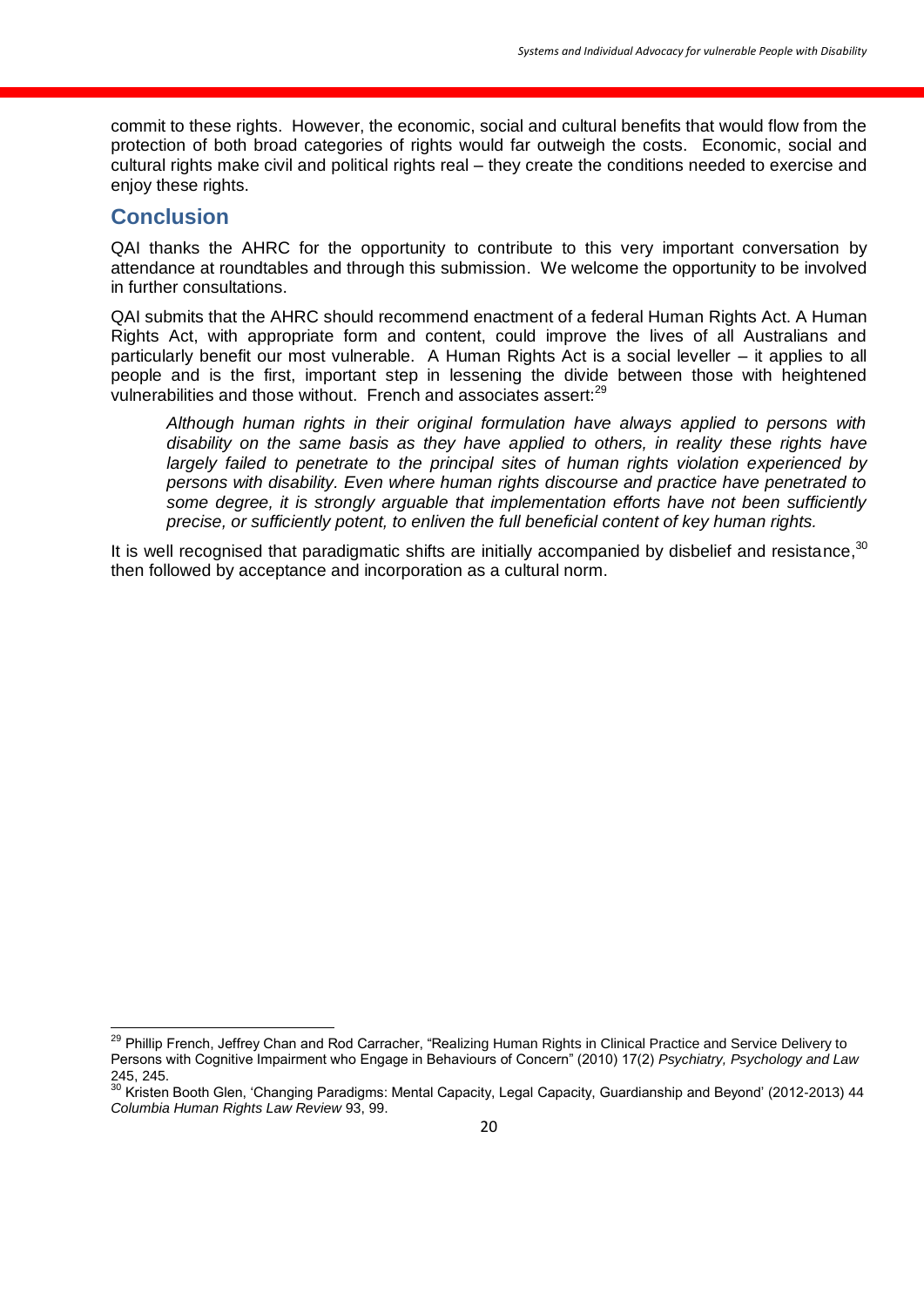commit to these rights. However, the economic, social and cultural benefits that would flow from the protection of both broad categories of rights would far outweigh the costs. Economic, social and cultural rights make civil and political rights real – they create the conditions needed to exercise and enjoy these rights.

## Conclusion

QAI thanks the AHRC for the opportunity to contribute to this very important conversation by attendance at roundtables and through this submission. We welcome the opportunity to be involved in further consultations.

QAI submits that the AHRC should recommend enactment of a federal Human Rights Act. A Human Rights Act, with appropriate form and content, could improve the lives of all Australians and particularly benefit our most vulnerable. A Human Rights Act is a social leveller – it applies to all people and is the first, important step in lessening the divide between those with heightened vulnerabilities and those without. French and associates assert:[29]

> *Although human rights in their original formulation have always applied to persons with disability on the same basis as they have applied to others, in reality these rights have largely failed to penetrate to the principal sites of human rights violation experienced by persons with disability. Even where human rights discourse and practice have penetrated to some degree, it is strongly arguable that implementation efforts have not been sufficiently precise, or sufficiently potent, to enliven the full beneficial content of key human rights.*

It is well recognised that paradigmatic shifts are initially accompanied by disbelief and resistance,[30] then followed by acceptance and incorporation as a cultural norm.

---

[29] Phillip French, Jeffrey Chan and Rod Carracher, "Realizing Human Rights in Clinical Practice and Service Delivery to Persons with Cognitive Impairment who Engage in Behaviours of Concern" (2010) 17(2) *Psychiatry, Psychology and Law* 245, 245.

[30] Kristen Booth Glen, 'Changing Paradigms: Mental Capacity, Legal Capacity, Guardianship and Beyond' (2012-2013) 44 *Columbia Human Rights Law Review* 93, 99.